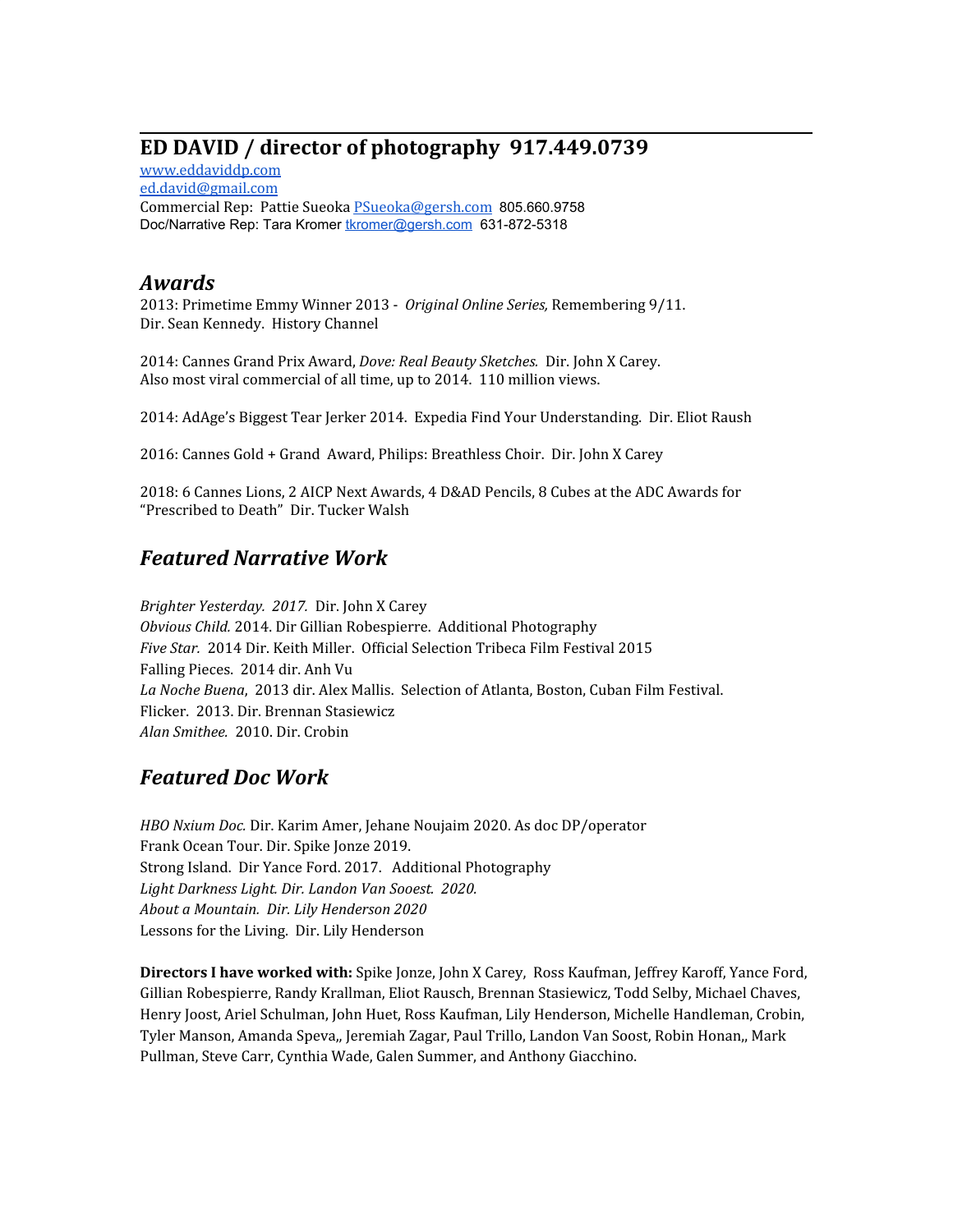# ED DAVID / director of photography 917.449.0739

www.eddaviddp.com
ed.david@gmail.com
Commercial Rep: Pattie Sueoka PSueoka@gersh.com 805.660.9758
Doc/Narrative Rep: Tara Kromer tkromer@gersh.com 631-872-5318

## *Awards*

2013: Primetime Emmy Winner 2013 - *Original Online Series,* Remembering 9/11.
Dir. Sean Kennedy. History Channel

2014: Cannes Grand Prix Award, *Dove: Real Beauty Sketches.* Dir. John X Carey.
Also most viral commercial of all time, up to 2014. 110 million views.

2014: AdAge's Biggest Tear Jerker 2014. Expedia Find Your Understanding. Dir. Eliot Raush

2016: Cannes Gold + Grand Award, Philips: Breathless Choir. Dir. John X Carey

2018: 6 Cannes Lions, 2 AICP Next Awards, 4 D&AD Pencils, 8 Cubes at the ADC Awards for "Prescribed to Death" Dir. Tucker Walsh

## *Featured Narrative Work*

*Brighter Yesterday. 2017.* Dir. John X Carey
*Obvious Child.* 2014. Dir Gillian Robespierre. Additional Photography
*Five Star.* 2014 Dir. Keith Miller. Official Selection Tribeca Film Festival 2015
Falling Pieces. 2014 dir. Anh Vu
*La Noche Buena*, 2013 dir. Alex Mallis. Selection of Atlanta, Boston, Cuban Film Festival.
Flicker. 2013. Dir. Brennan Stasiewicz
*Alan Smithee.* 2010. Dir. Crobin

## *Featured Doc Work*

*HBO Nxium Doc.* Dir. Karim Amer, Jehane Noujaim 2020. As doc DP/operator
Frank Ocean Tour. Dir. Spike Jonze 2019.
Strong Island. Dir Yance Ford. 2017. Additional Photography
*Light Darkness Light. Dir. Landon Van Sooest. 2020.*
*About a Mountain. Dir. Lily Henderson 2020*
Lessons for the Living. Dir. Lily Henderson

**Directors I have worked with:** Spike Jonze, John X Carey, Ross Kaufman, Jeffrey Karoff, Yance Ford, Gillian Robespierre, Randy Krallman, Eliot Rausch, Brennan Stasiewicz, Todd Selby, Michael Chaves, Henry Joost, Ariel Schulman, John Huet, Ross Kaufman, Lily Henderson, Michelle Handleman, Crobin, Tyler Manson, Amanda Speva,, Jeremiah Zagar, Paul Trillo, Landon Van Soost, Robin Honan,, Mark Pullman, Steve Carr, Cynthia Wade, Galen Summer, and Anthony Giacchino.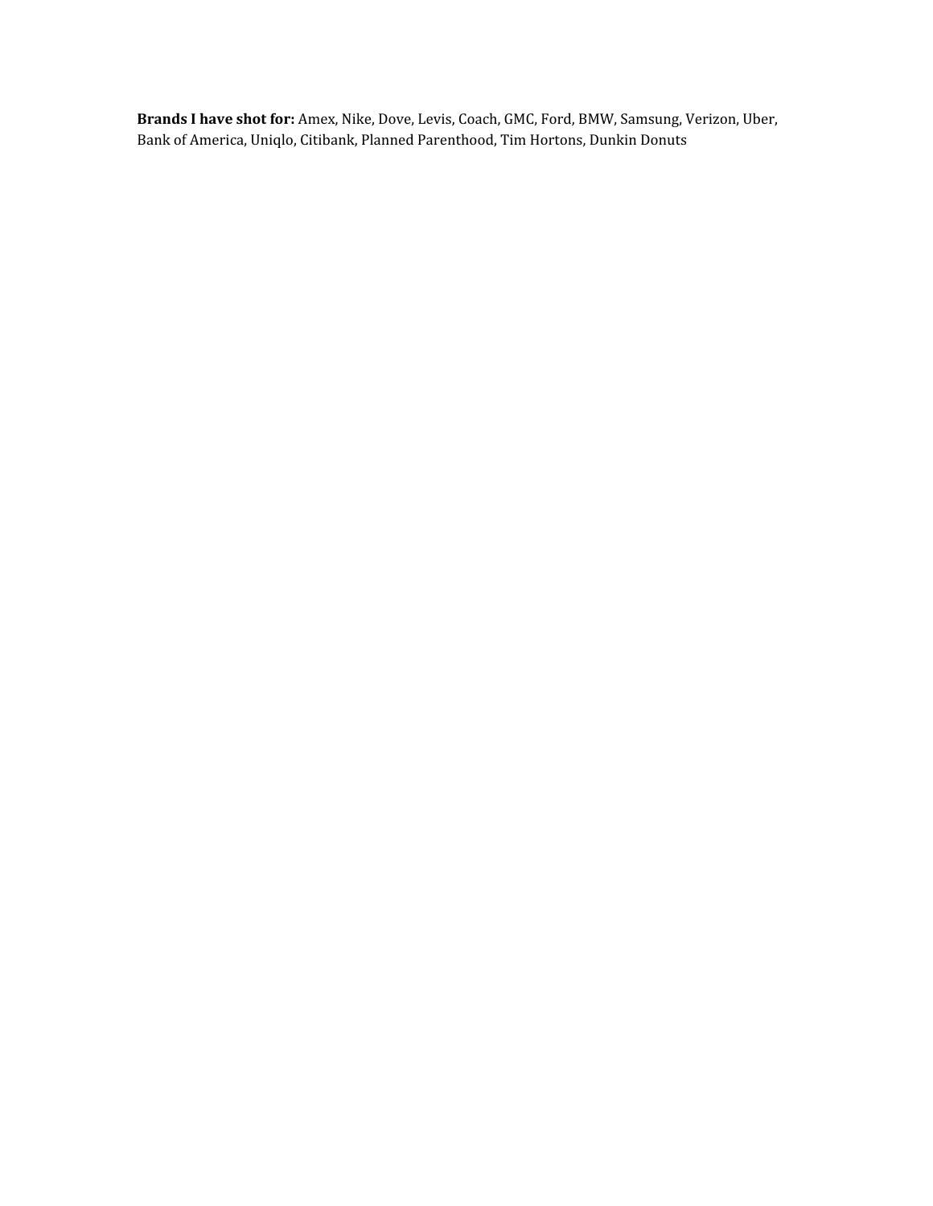**Brands I have shot for:** Amex, Nike, Dove, Levis, Coach, GMC, Ford, BMW, Samsung, Verizon, Uber, Bank of America, Uniqlo, Citibank, Planned Parenthood, Tim Hortons, Dunkin Donuts